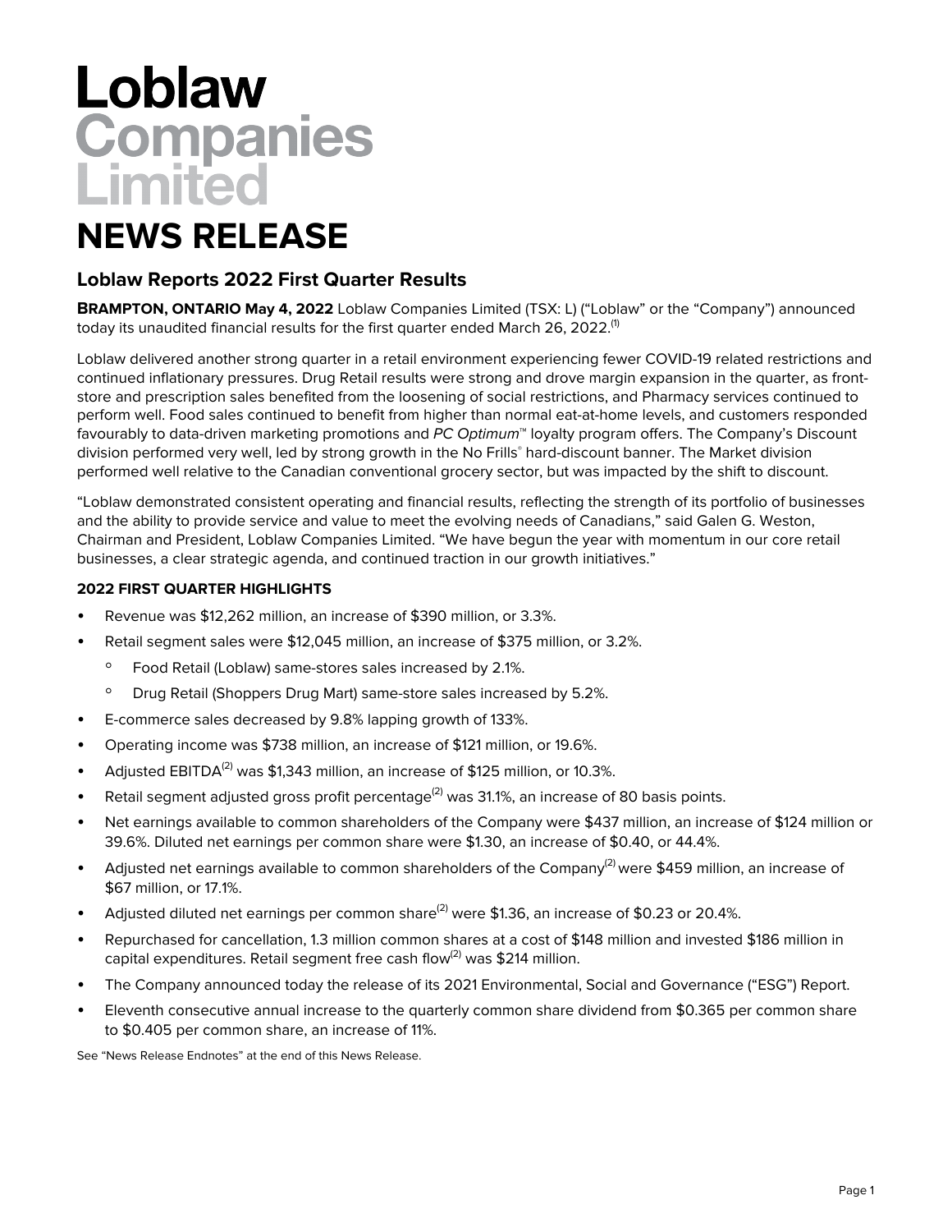# Loblaw Companies Limited

# NEWS RELEASE

## Loblaw Reports 2022 First Quarter Results

**BRAMPTON, ONTARIO May 4, 2022** Loblaw Companies Limited (TSX: L) ("Loblaw" or the "Company") announced today its unaudited financial results for the first quarter ended March 26, 2022.[(1)]

Loblaw delivered another strong quarter in a retail environment experiencing fewer COVID-19 related restrictions and continued inflationary pressures. Drug Retail results were strong and drove margin expansion in the quarter, as front-store and prescription sales benefited from the loosening of social restrictions, and Pharmacy services continued to perform well. Food sales continued to benefit from higher than normal eat-at-home levels, and customers responded favourably to data-driven marketing promotions and *PC Optimum*™ loyalty program offers. The Company's Discount division performed very well, led by strong growth in the No Frills® hard-discount banner. The Market division performed well relative to the Canadian conventional grocery sector, but was impacted by the shift to discount.

"Loblaw demonstrated consistent operating and financial results, reflecting the strength of its portfolio of businesses and the ability to provide service and value to meet the evolving needs of Canadians," said Galen G. Weston, Chairman and President, Loblaw Companies Limited. "We have begun the year with momentum in our core retail businesses, a clear strategic agenda, and continued traction in our growth initiatives."

### 2022 FIRST QUARTER HIGHLIGHTS

- Revenue was $12,262 million, an increase of $390 million, or 3.3%.
- Retail segment sales were $12,045 million, an increase of $375 million, or 3.2%.
  - Food Retail (Loblaw) same-stores sales increased by 2.1%.
  - Drug Retail (Shoppers Drug Mart) same-store sales increased by 5.2%.
- E-commerce sales decreased by 9.8% lapping growth of 133%.
- Operating income was $738 million, an increase of $121 million, or 19.6%.
- Adjusted EBITDA[(2)] was $1,343 million, an increase of $125 million, or 10.3%.
- Retail segment adjusted gross profit percentage[(2)] was 31.1%, an increase of 80 basis points.
- Net earnings available to common shareholders of the Company were $437 million, an increase of $124 million or 39.6%. Diluted net earnings per common share were $1.30, an increase of $0.40, or 44.4%.
- Adjusted net earnings available to common shareholders of the Company[(2)] were $459 million, an increase of $67 million, or 17.1%.
- Adjusted diluted net earnings per common share[(2)] were $1.36, an increase of $0.23 or 20.4%.
- Repurchased for cancellation, 1.3 million common shares at a cost of $148 million and invested $186 million in capital expenditures. Retail segment free cash flow[(2)] was $214 million.
- The Company announced today the release of its 2021 Environmental, Social and Governance ("ESG") Report.
- Eleventh consecutive annual increase to the quarterly common share dividend from $0.365 per common share to $0.405 per common share, an increase of 11%.

See "News Release Endnotes" at the end of this News Release.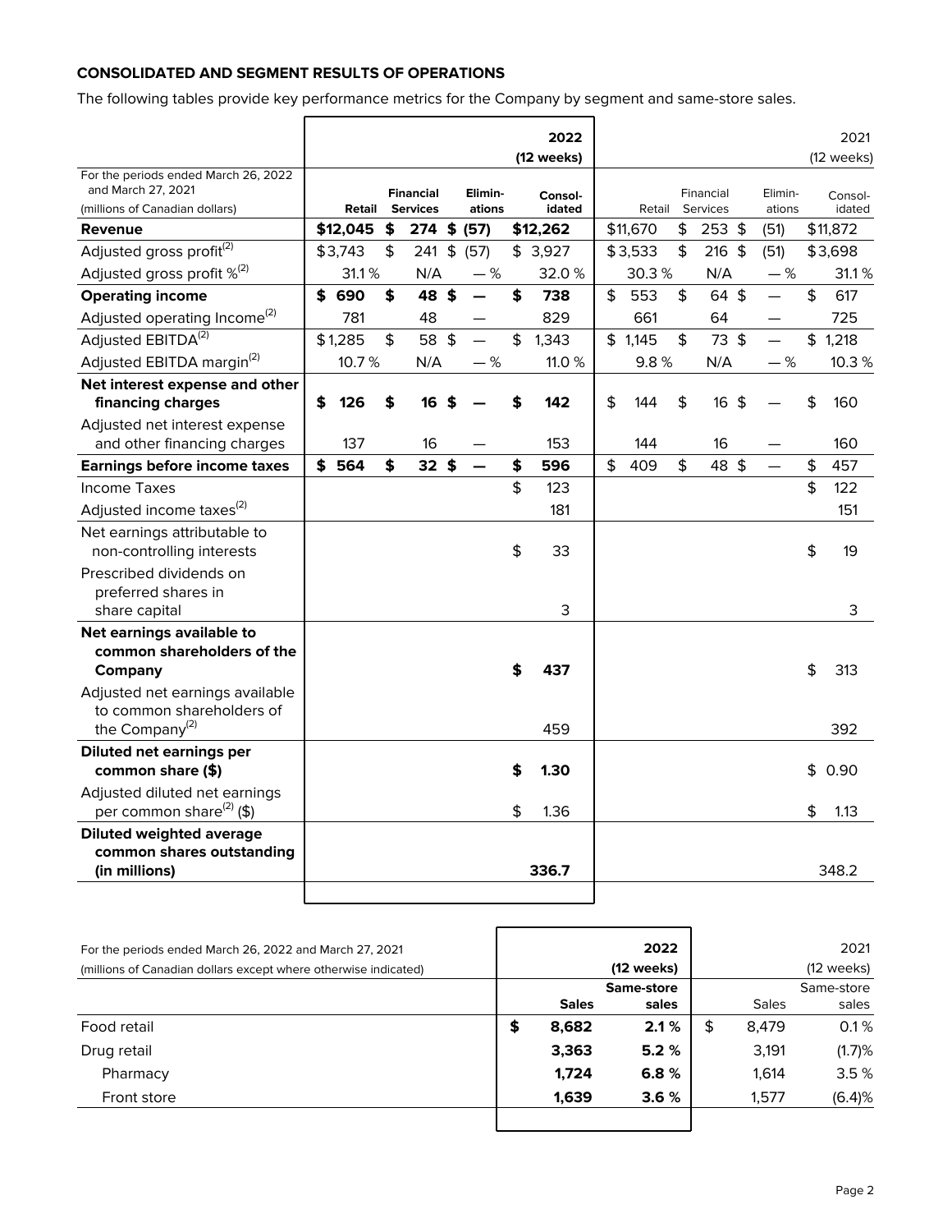### CONSOLIDATED AND SEGMENT RESULTS OF OPERATIONS

The following tables provide key performance metrics for the Company by segment and same-store sales.

| For the periods ended March 26, 2022 and March 27, 2021 (millions of Canadian dollars) | 2022 (12 weeks) Retail | Financial Services | Eliminations | Consolidated | 2021 (12 weeks) Retail | Financial Services | Eliminations | Consolidated |
|---|---|---|---|---|---|---|---|---|
| **Revenue** | **$12,045** | **$ 274** | **$ (57)** | **$12,262** | $11,670 | $ 253 | $ (51) | $11,872 |
| Adjusted gross profit[(2)] | $3,743 | $ 241 | $ (57) | $ 3,927 | $3,533 | $ 216 | $ (51) | $3,698 |
| Adjusted gross profit %[(2)] | 31.1 % | N/A | — % | 32.0 % | 30.3 % | N/A | — % | 31.1 % |
| **Operating income** | **$ 690** | **$ 48** | **$ —** | **$ 738** | $ 553 | $ 64 | $ — | $ 617 |
| Adjusted operating Income[(2)] | 781 | 48 | — | 829 | 661 | 64 | — | 725 |
| Adjusted EBITDA[(2)] | $1,285 | $ 58 | $ — | $ 1,343 | $ 1,145 | $ 73 | $ — | $ 1,218 |
| Adjusted EBITDA margin[(2)] | 10.7 % | N/A | — % | 11.0 % | 9.8 % | N/A | — % | 10.3 % |
| **Net interest expense and other financing charges** | **$ 126** | **$ 16** | **$ —** | **$ 142** | $ 144 | $ 16 | $ — | $ 160 |
| Adjusted net interest expense and other financing charges | 137 | 16 | — | 153 | 144 | 16 | — | 160 |
| **Earnings before income taxes** | **$ 564** | **$ 32** | **$ —** | **$ 596** | $ 409 | $ 48 | $ — | $ 457 |
| Income Taxes | | | | $ 123 | | | | $ 122 |
| Adjusted income taxes[(2)] | | | | 181 | | | | 151 |
| Net earnings attributable to non-controlling interests | | | | $ 33 | | | | $ 19 |
| Prescribed dividends on preferred shares in share capital | | | | 3 | | | | 3 |
| **Net earnings available to common shareholders of the Company** | | | | **$ 437** | | | | $ 313 |
| Adjusted net earnings available to common shareholders of the Company[(2)] | | | | 459 | | | | 392 |
| **Diluted net earnings per common share ($)** | | | | **$ 1.30** | | | | $ 0.90 |
| Adjusted diluted net earnings per common share[(2)] ($) | | | | $ 1.36 | | | | $ 1.13 |
| **Diluted weighted average common shares outstanding (in millions)** | | | | **336.7** | | | | 348.2 |

| For the periods ended March 26, 2022 and March 27, 2021 (millions of Canadian dollars except where otherwise indicated) | 2022 (12 weeks) Sales | Same-store sales | 2021 (12 weeks) Sales | Same-store sales |
|---|---|---|---|---|
| Food retail | **$ 8,682** | **2.1 %** | $ 8,479 | 0.1 % |
| Drug retail | **3,363** | **5.2 %** | 3,191 | (1.7)% |
| Pharmacy | **1,724** | **6.8 %** | 1,614 | 3.5 % |
| Front store | **1,639** | **3.6 %** | 1,577 | (6.4)% |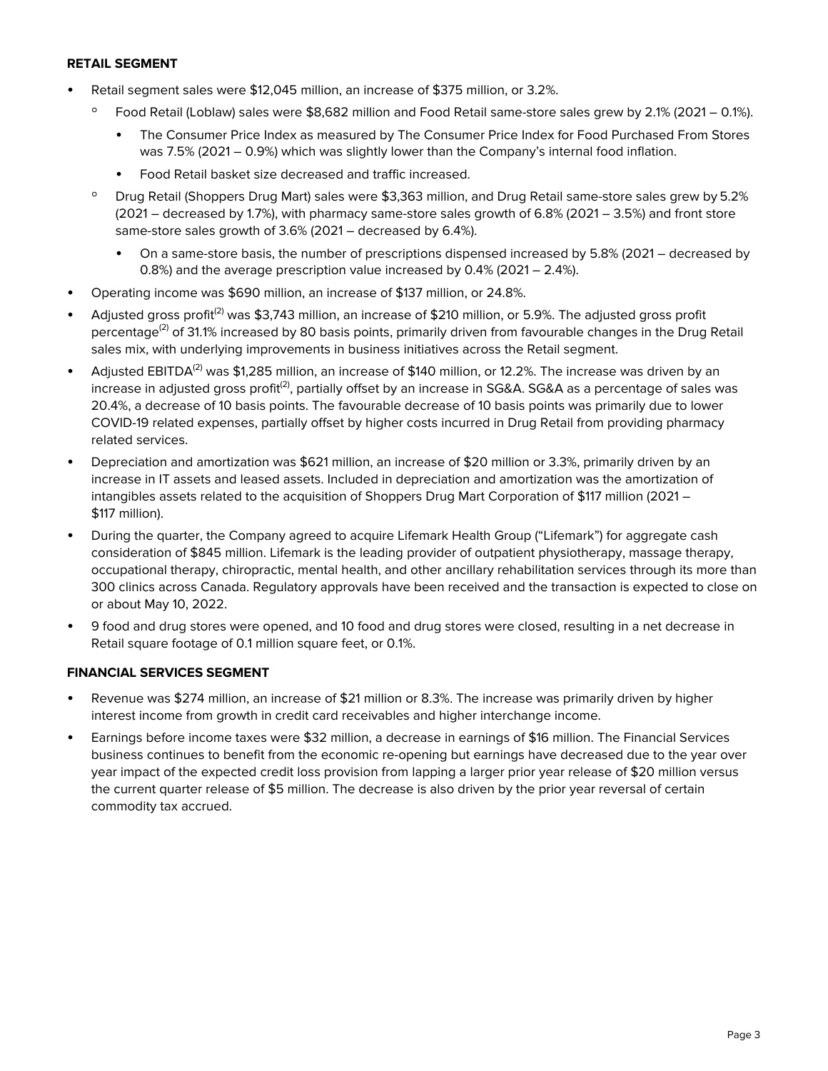**RETAIL SEGMENT**

- Retail segment sales were $12,045 million, an increase of $375 million, or 3.2%.
  - Food Retail (Loblaw) sales were $8,682 million and Food Retail same-store sales grew by 2.1% (2021 – 0.1%).
    - The Consumer Price Index as measured by The Consumer Price Index for Food Purchased From Stores was 7.5% (2021 – 0.9%) which was slightly lower than the Company's internal food inflation.
    - Food Retail basket size decreased and traffic increased.
  - Drug Retail (Shoppers Drug Mart) sales were $3,363 million, and Drug Retail same-store sales grew by 5.2% (2021 – decreased by 1.7%), with pharmacy same-store sales growth of 6.8% (2021 – 3.5%) and front store same-store sales growth of 3.6% (2021 – decreased by 6.4%).
    - On a same-store basis, the number of prescriptions dispensed increased by 5.8% (2021 – decreased by 0.8%) and the average prescription value increased by 0.4% (2021 – 2.4%).
- Operating income was $690 million, an increase of $137 million, or 24.8%.
- Adjusted gross profit(2) was $3,743 million, an increase of $210 million, or 5.9%. The adjusted gross profit percentage(2) of 31.1% increased by 80 basis points, primarily driven from favourable changes in the Drug Retail sales mix, with underlying improvements in business initiatives across the Retail segment.
- Adjusted EBITDA(2) was $1,285 million, an increase of $140 million, or 12.2%. The increase was driven by an increase in adjusted gross profit(2), partially offset by an increase in SG&A. SG&A as a percentage of sales was 20.4%, a decrease of 10 basis points. The favourable decrease of 10 basis points was primarily due to lower COVID-19 related expenses, partially offset by higher costs incurred in Drug Retail from providing pharmacy related services.
- Depreciation and amortization was $621 million, an increase of $20 million or 3.3%, primarily driven by an increase in IT assets and leased assets. Included in depreciation and amortization was the amortization of intangibles assets related to the acquisition of Shoppers Drug Mart Corporation of $117 million (2021 – $117 million).
- During the quarter, the Company agreed to acquire Lifemark Health Group ("Lifemark") for aggregate cash consideration of $845 million. Lifemark is the leading provider of outpatient physiotherapy, massage therapy, occupational therapy, chiropractic, mental health, and other ancillary rehabilitation services through its more than 300 clinics across Canada. Regulatory approvals have been received and the transaction is expected to close on or about May 10, 2022.
- 9 food and drug stores were opened, and 10 food and drug stores were closed, resulting in a net decrease in Retail square footage of 0.1 million square feet, or 0.1%.

**FINANCIAL SERVICES SEGMENT**

- Revenue was $274 million, an increase of $21 million or 8.3%. The increase was primarily driven by higher interest income from growth in credit card receivables and higher interchange income.
- Earnings before income taxes were $32 million, a decrease in earnings of $16 million. The Financial Services business continues to benefit from the economic re-opening but earnings have decreased due to the year over year impact of the expected credit loss provision from lapping a larger prior year release of $20 million versus the current quarter release of $5 million. The decrease is also driven by the prior year reversal of certain commodity tax accrued.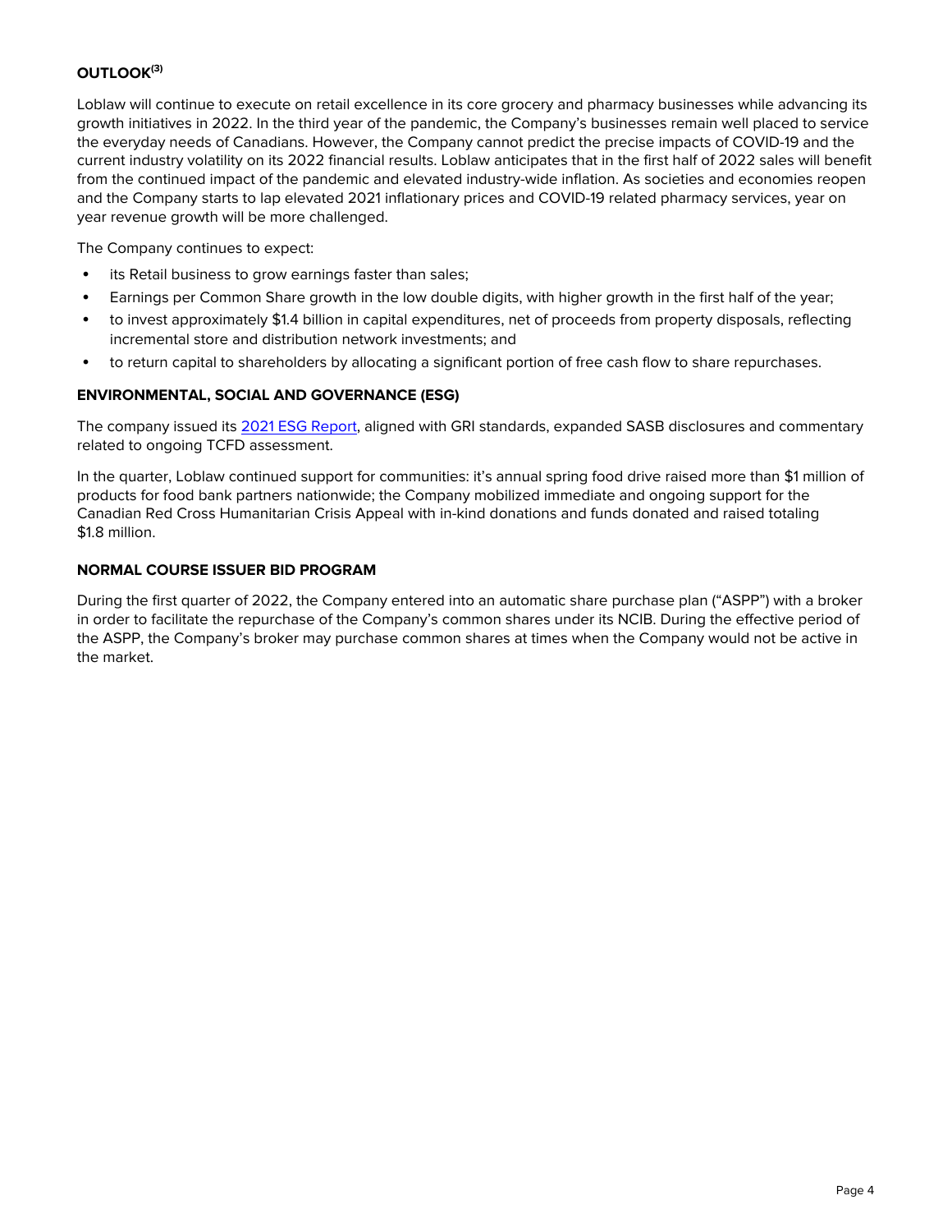## OUTLOOK[3]

Loblaw will continue to execute on retail excellence in its core grocery and pharmacy businesses while advancing its growth initiatives in 2022. In the third year of the pandemic, the Company's businesses remain well placed to service the everyday needs of Canadians. However, the Company cannot predict the precise impacts of COVID-19 and the current industry volatility on its 2022 financial results. Loblaw anticipates that in the first half of 2022 sales will benefit from the continued impact of the pandemic and elevated industry-wide inflation. As societies and economies reopen and the Company starts to lap elevated 2021 inflationary prices and COVID-19 related pharmacy services, year on year revenue growth will be more challenged.

The Company continues to expect:

- its Retail business to grow earnings faster than sales;
- Earnings per Common Share growth in the low double digits, with higher growth in the first half of the year;
- to invest approximately $1.4 billion in capital expenditures, net of proceeds from property disposals, reflecting incremental store and distribution network investments; and
- to return capital to shareholders by allocating a significant portion of free cash flow to share repurchases.

## ENVIRONMENTAL, SOCIAL AND GOVERNANCE (ESG)

The company issued its 2021 ESG Report, aligned with GRI standards, expanded SASB disclosures and commentary related to ongoing TCFD assessment.

In the quarter, Loblaw continued support for communities: it's annual spring food drive raised more than $1 million of products for food bank partners nationwide; the Company mobilized immediate and ongoing support for the Canadian Red Cross Humanitarian Crisis Appeal with in-kind donations and funds donated and raised totaling $1.8 million.

## NORMAL COURSE ISSUER BID PROGRAM

During the first quarter of 2022, the Company entered into an automatic share purchase plan ("ASPP") with a broker in order to facilitate the repurchase of the Company's common shares under its NCIB. During the effective period of the ASPP, the Company's broker may purchase common shares at times when the Company would not be active in the market.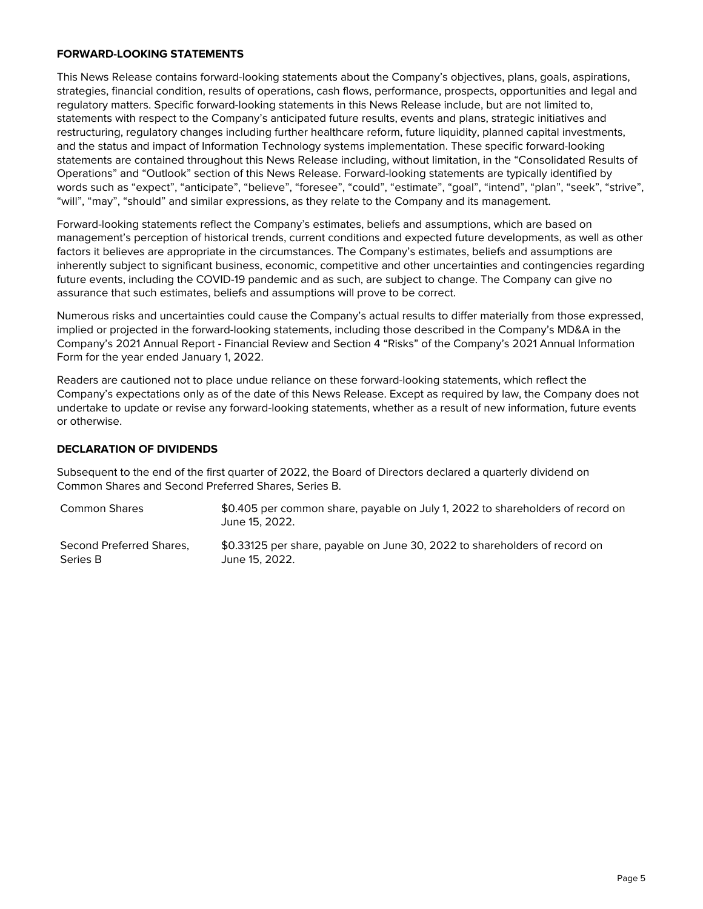## FORWARD-LOOKING STATEMENTS

This News Release contains forward-looking statements about the Company's objectives, plans, goals, aspirations, strategies, financial condition, results of operations, cash flows, performance, prospects, opportunities and legal and regulatory matters. Specific forward-looking statements in this News Release include, but are not limited to, statements with respect to the Company's anticipated future results, events and plans, strategic initiatives and restructuring, regulatory changes including further healthcare reform, future liquidity, planned capital investments, and the status and impact of Information Technology systems implementation. These specific forward-looking statements are contained throughout this News Release including, without limitation, in the "Consolidated Results of Operations" and "Outlook" section of this News Release. Forward-looking statements are typically identified by words such as "expect", "anticipate", "believe", "foresee", "could", "estimate", "goal", "intend", "plan", "seek", "strive", "will", "may", "should" and similar expressions, as they relate to the Company and its management.

Forward-looking statements reflect the Company's estimates, beliefs and assumptions, which are based on management's perception of historical trends, current conditions and expected future developments, as well as other factors it believes are appropriate in the circumstances. The Company's estimates, beliefs and assumptions are inherently subject to significant business, economic, competitive and other uncertainties and contingencies regarding future events, including the COVID-19 pandemic and as such, are subject to change. The Company can give no assurance that such estimates, beliefs and assumptions will prove to be correct.

Numerous risks and uncertainties could cause the Company's actual results to differ materially from those expressed, implied or projected in the forward-looking statements, including those described in the Company's MD&A in the Company's 2021 Annual Report - Financial Review and Section 4 "Risks" of the Company's 2021 Annual Information Form for the year ended January 1, 2022.

Readers are cautioned not to place undue reliance on these forward-looking statements, which reflect the Company's expectations only as of the date of this News Release. Except as required by law, the Company does not undertake to update or revise any forward-looking statements, whether as a result of new information, future events or otherwise.

## DECLARATION OF DIVIDENDS

Subsequent to the end of the first quarter of 2022, the Board of Directors declared a quarterly dividend on Common Shares and Second Preferred Shares, Series B.

| | |
|---|---|
| Common Shares | $0.405 per common share, payable on July 1, 2022 to shareholders of record on June 15, 2022. |
| Second Preferred Shares, Series B | $0.33125 per share, payable on June 30, 2022 to shareholders of record on June 15, 2022. |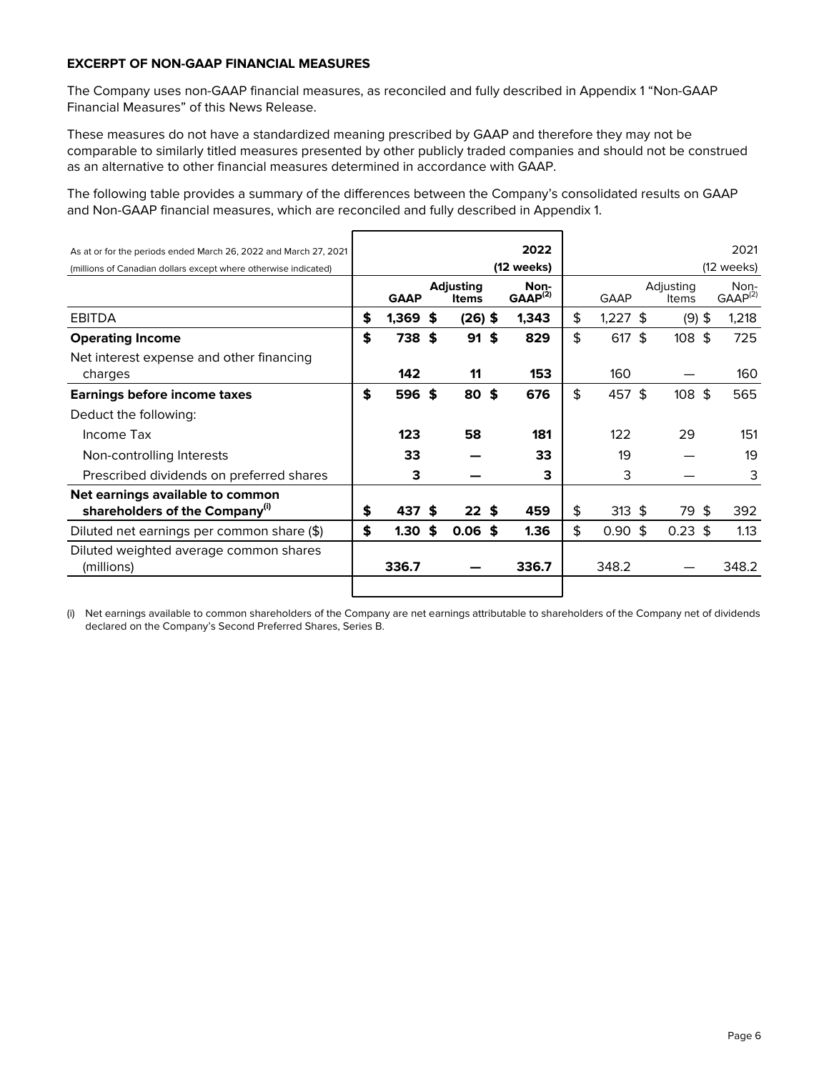**EXCERPT OF NON-GAAP FINANCIAL MEASURES**

The Company uses non-GAAP financial measures, as reconciled and fully described in Appendix 1 "Non-GAAP Financial Measures" of this News Release.

These measures do not have a standardized meaning prescribed by GAAP and therefore they may not be comparable to similarly titled measures presented by other publicly traded companies and should not be construed as an alternative to other financial measures determined in accordance with GAAP.

The following table provides a summary of the differences between the Company's consolidated results on GAAP and Non-GAAP financial measures, which are reconciled and fully described in Appendix 1.

| As at or for the periods ended March 26, 2022 and March 27, 2021 (millions of Canadian dollars except where otherwise indicated) | | | **2022 (12 weeks)** | | | 2021 (12 weeks) |
|---|---|---|---|---|---|---|
| | **GAAP** | **Adjusting Items** | **Non-GAAP[2]** | GAAP | Adjusting Items | Non-GAAP[2] |
| EBITDA | **$ 1,369** | **$ (26)** | **$ 1,343** | $ 1,227 | $ (9) | $ 1,218 |
| **Operating Income** | **$ 738** | **$ 91** | **$ 829** | $ 617 | $ 108 | $ 725 |
| Net interest expense and other financing charges | **142** | **11** | **153** | 160 | — | 160 |
| **Earnings before income taxes** | **$ 596** | **$ 80** | **$ 676** | $ 457 | $ 108 | $ 565 |
| Deduct the following: | | | | | | |
| Income Tax | **123** | **58** | **181** | 122 | 29 | 151 |
| Non-controlling Interests | **33** | **—** | **33** | 19 | — | 19 |
| Prescribed dividends on preferred shares | **3** | **—** | **3** | 3 | — | 3 |
| **Net earnings available to common shareholders of the Company[i]** | **$ 437** | **$ 22** | **$ 459** | $ 313 | $ 79 | $ 392 |
| Diluted net earnings per common share ($) | **$ 1.30** | **$ 0.06** | **$ 1.36** | $ 0.90 | $ 0.23 | $ 1.13 |
| Diluted weighted average common shares (millions) | **336.7** | **—** | **336.7** | 348.2 | — | 348.2 |

(i) Net earnings available to common shareholders of the Company are net earnings attributable to shareholders of the Company net of dividends declared on the Company's Second Preferred Shares, Series B.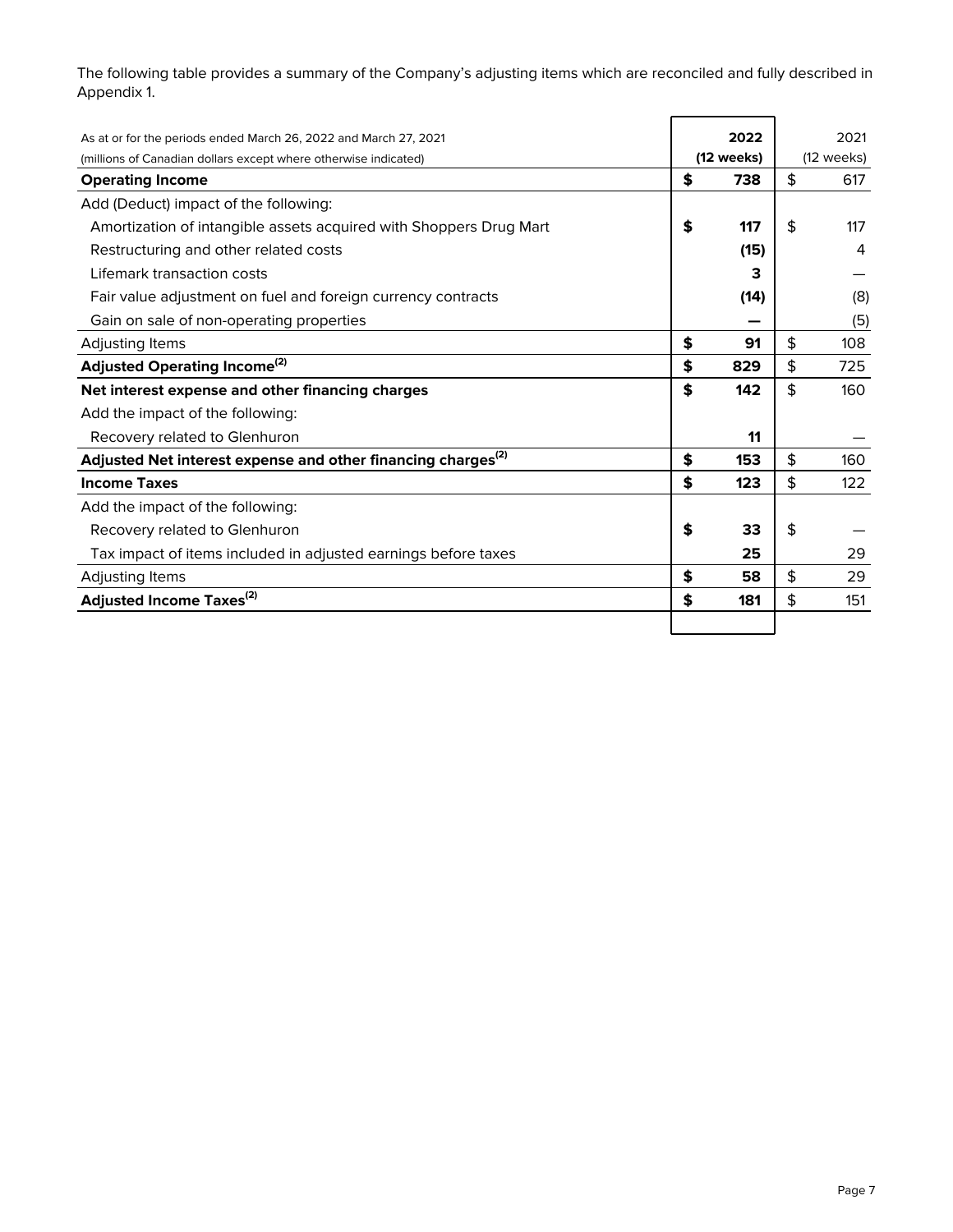The following table provides a summary of the Company's adjusting items which are reconciled and fully described in Appendix 1.

| As at or for the periods ended March 26, 2022 and March 27, 2021<br>(millions of Canadian dollars except where otherwise indicated) | **2022**<br>**(12 weeks)** | 2021<br>(12 weeks) |
|---|---|---|
| **Operating Income** | **$ 738** | $ 617 |
| Add (Deduct) impact of the following: | | |
| Amortization of intangible assets acquired with Shoppers Drug Mart | **$ 117** | $ 117 |
| Restructuring and other related costs | **(15)** | 4 |
| Lifemark transaction costs | **3** | — |
| Fair value adjustment on fuel and foreign currency contracts | **(14)** | (8) |
| Gain on sale of non-operating properties | **—** | (5) |
| Adjusting Items | **$ 91** | $ 108 |
| **Adjusted Operating Income[(2)]** | **$ 829** | $ 725 |
| **Net interest expense and other financing charges** | **$ 142** | $ 160 |
| Add the impact of the following: | | |
| Recovery related to Glenhuron | **11** | — |
| **Adjusted Net interest expense and other financing charges[(2)]** | **$ 153** | $ 160 |
| **Income Taxes** | **$ 123** | $ 122 |
| Add the impact of the following: | | |
| Recovery related to Glenhuron | **$ 33** | $ — |
| Tax impact of items included in adjusted earnings before taxes | **25** | 29 |
| Adjusting Items | **$ 58** | $ 29 |
| **Adjusted Income Taxes[(2)]** | **$ 181** | $ 151 |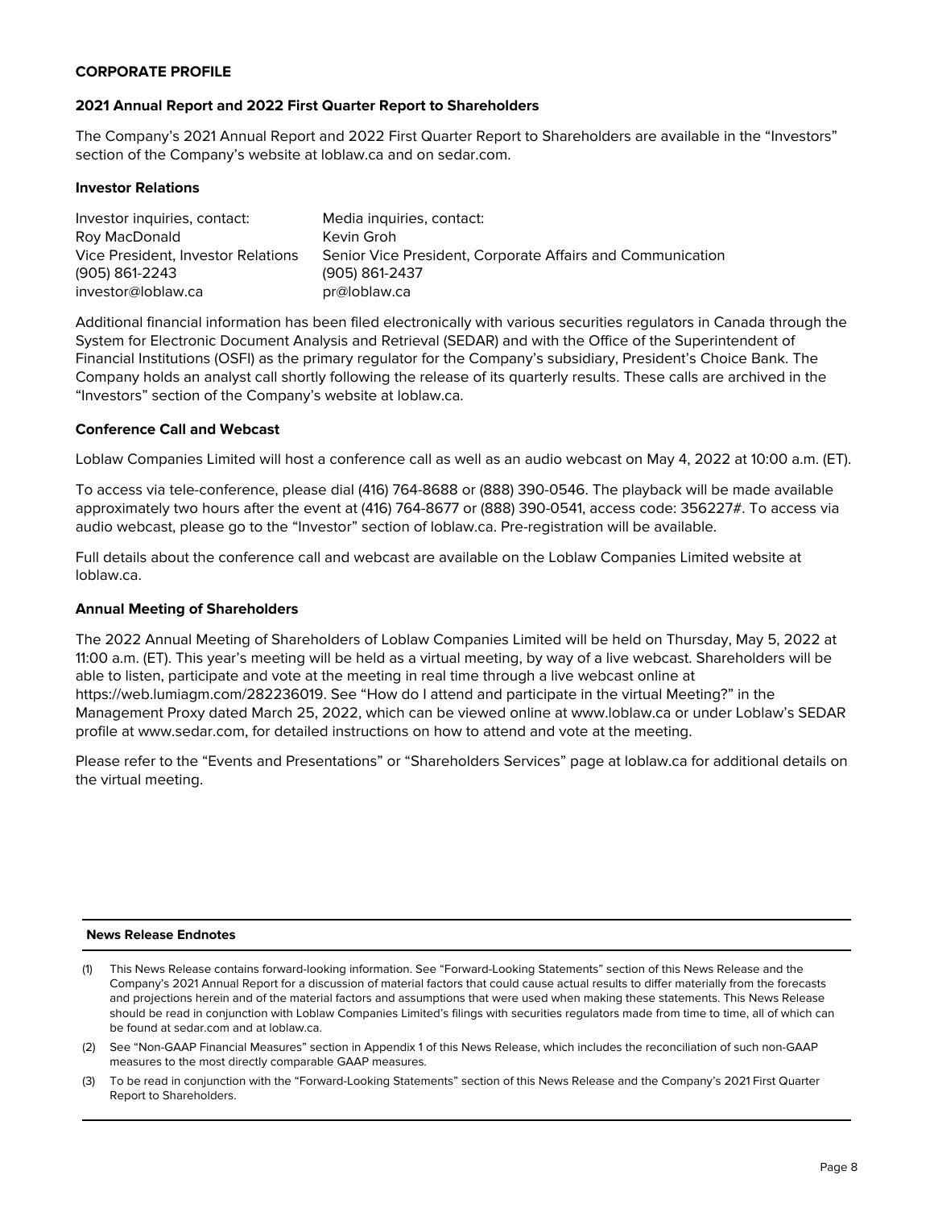## CORPORATE PROFILE

### 2021 Annual Report and 2022 First Quarter Report to Shareholders

The Company's 2021 Annual Report and 2022 First Quarter Report to Shareholders are available in the "Investors" section of the Company's website at loblaw.ca and on sedar.com.

### Investor Relations

| Investor inquiries, contact: | Media inquiries, contact: |
|---|---|
| Roy MacDonald | Kevin Groh |
| Vice President, Investor Relations | Senior Vice President, Corporate Affairs and Communication |
| (905) 861-2243 | (905) 861-2437 |
| investor@loblaw.ca | pr@loblaw.ca |

Additional financial information has been filed electronically with various securities regulators in Canada through the System for Electronic Document Analysis and Retrieval (SEDAR) and with the Office of the Superintendent of Financial Institutions (OSFI) as the primary regulator for the Company's subsidiary, President's Choice Bank. The Company holds an analyst call shortly following the release of its quarterly results. These calls are archived in the "Investors" section of the Company's website at loblaw.ca.

### Conference Call and Webcast

Loblaw Companies Limited will host a conference call as well as an audio webcast on May 4, 2022 at 10:00 a.m. (ET).

To access via tele-conference, please dial (416) 764-8688 or (888) 390-0546. The playback will be made available approximately two hours after the event at (416) 764-8677 or (888) 390-0541, access code: 356227#. To access via audio webcast, please go to the "Investor" section of loblaw.ca. Pre-registration will be available.

Full details about the conference call and webcast are available on the Loblaw Companies Limited website at loblaw.ca.

### Annual Meeting of Shareholders

The 2022 Annual Meeting of Shareholders of Loblaw Companies Limited will be held on Thursday, May 5, 2022 at 11:00 a.m. (ET). This year's meeting will be held as a virtual meeting, by way of a live webcast. Shareholders will be able to listen, participate and vote at the meeting in real time through a live webcast online at https://web.lumiagm.com/282236019. See "How do I attend and participate in the virtual Meeting?" in the Management Proxy dated March 25, 2022, which can be viewed online at www.loblaw.ca or under Loblaw's SEDAR profile at www.sedar.com, for detailed instructions on how to attend and vote at the meeting.

Please refer to the "Events and Presentations" or "Shareholders Services" page at loblaw.ca for additional details on the virtual meeting.

---

**News Release Endnotes**

(1) This News Release contains forward-looking information. See "Forward-Looking Statements" section of this News Release and the Company's 2021 Annual Report for a discussion of material factors that could cause actual results to differ materially from the forecasts and projections herein and of the material factors and assumptions that were used when making these statements. This News Release should be read in conjunction with Loblaw Companies Limited's filings with securities regulators made from time to time, all of which can be found at sedar.com and at loblaw.ca.

(2) See "Non-GAAP Financial Measures" section in Appendix 1 of this News Release, which includes the reconciliation of such non-GAAP measures to the most directly comparable GAAP measures.

(3) To be read in conjunction with the "Forward-Looking Statements" section of this News Release and the Company's 2021 First Quarter Report to Shareholders.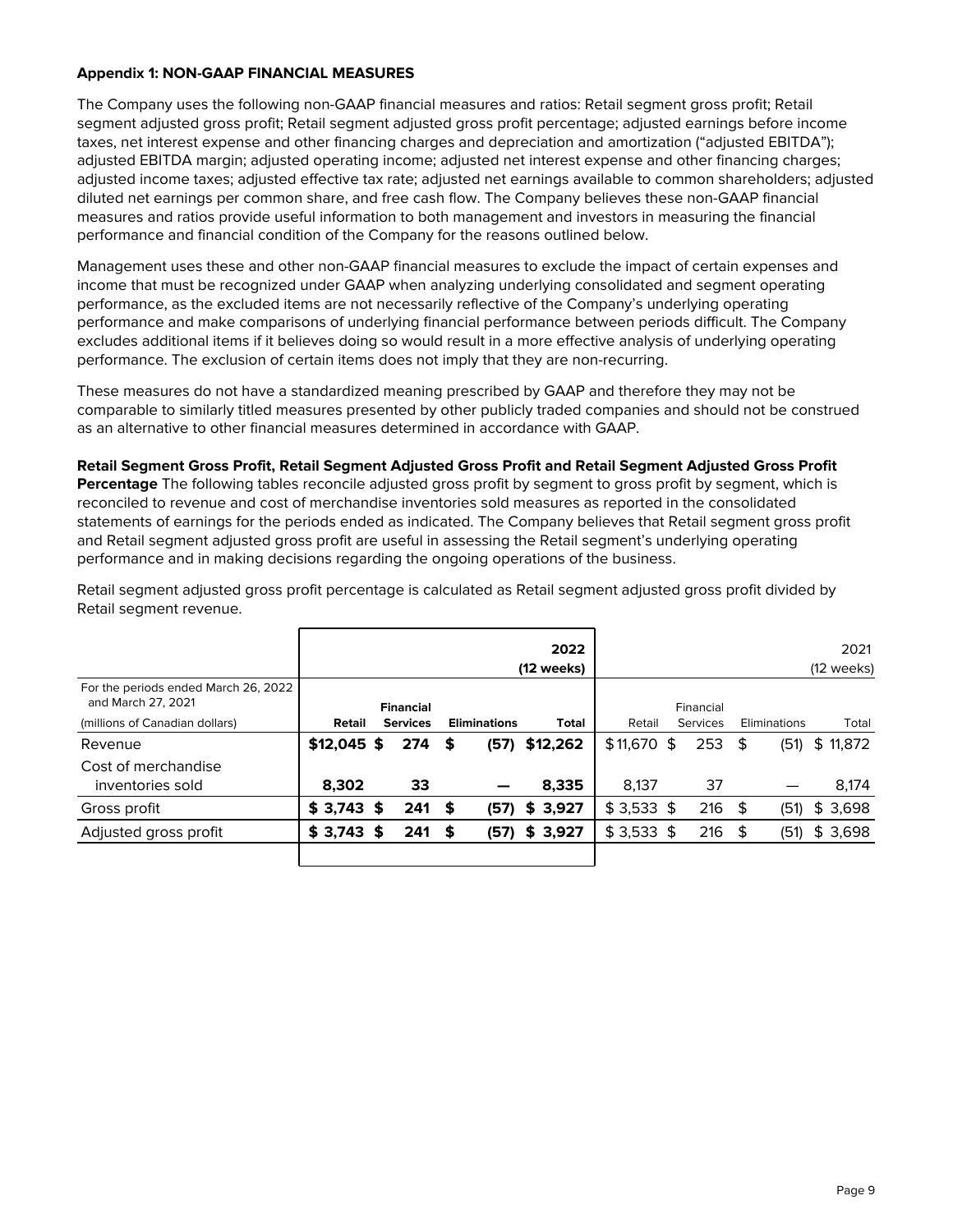**Appendix 1: NON-GAAP FINANCIAL MEASURES**

The Company uses the following non-GAAP financial measures and ratios: Retail segment gross profit; Retail segment adjusted gross profit; Retail segment adjusted gross profit percentage; adjusted earnings before income taxes, net interest expense and other financing charges and depreciation and amortization ("adjusted EBITDA"); adjusted EBITDA margin; adjusted operating income; adjusted net interest expense and other financing charges; adjusted income taxes; adjusted effective tax rate; adjusted net earnings available to common shareholders; adjusted diluted net earnings per common share, and free cash flow. The Company believes these non-GAAP financial measures and ratios provide useful information to both management and investors in measuring the financial performance and financial condition of the Company for the reasons outlined below.

Management uses these and other non-GAAP financial measures to exclude the impact of certain expenses and income that must be recognized under GAAP when analyzing underlying consolidated and segment operating performance, as the excluded items are not necessarily reflective of the Company's underlying operating performance and make comparisons of underlying financial performance between periods difficult. The Company excludes additional items if it believes doing so would result in a more effective analysis of underlying operating performance. The exclusion of certain items does not imply that they are non-recurring.

These measures do not have a standardized meaning prescribed by GAAP and therefore they may not be comparable to similarly titled measures presented by other publicly traded companies and should not be construed as an alternative to other financial measures determined in accordance with GAAP.

**Retail Segment Gross Profit, Retail Segment Adjusted Gross Profit and Retail Segment Adjusted Gross Profit Percentage** The following tables reconcile adjusted gross profit by segment to gross profit by segment, which is reconciled to revenue and cost of merchandise inventories sold measures as reported in the consolidated statements of earnings for the periods ended as indicated. The Company believes that Retail segment gross profit and Retail segment adjusted gross profit are useful in assessing the Retail segment's underlying operating performance and in making decisions regarding the ongoing operations of the business.

Retail segment adjusted gross profit percentage is calculated as Retail segment adjusted gross profit divided by Retail segment revenue.

| | | | | **2022 (12 weeks)** | | | | 2021 (12 weeks) |
|---|---|---|---|---|---|---|---|---|
| For the periods ended March 26, 2022 and March 27, 2021 (millions of Canadian dollars) | **Retail** | **Financial Services** | **Eliminations** | **Total** | Retail | Financial Services | Eliminations | Total |
| Revenue | **$12,045** | **$ 274** | **$ (57)** | **$12,262** | $ 11,670 | $ 253 | $ (51) | $ 11,872 |
| Cost of merchandise inventories sold | **8,302** | **33** | **—** | **8,335** | 8,137 | 37 | — | 8,174 |
| Gross profit | **$ 3,743** | **$ 241** | **$ (57)** | **$ 3,927** | $ 3,533 | $ 216 | $ (51) | $ 3,698 |
| Adjusted gross profit | **$ 3,743** | **$ 241** | **$ (57)** | **$ 3,927** | $ 3,533 | $ 216 | $ (51) | $ 3,698 |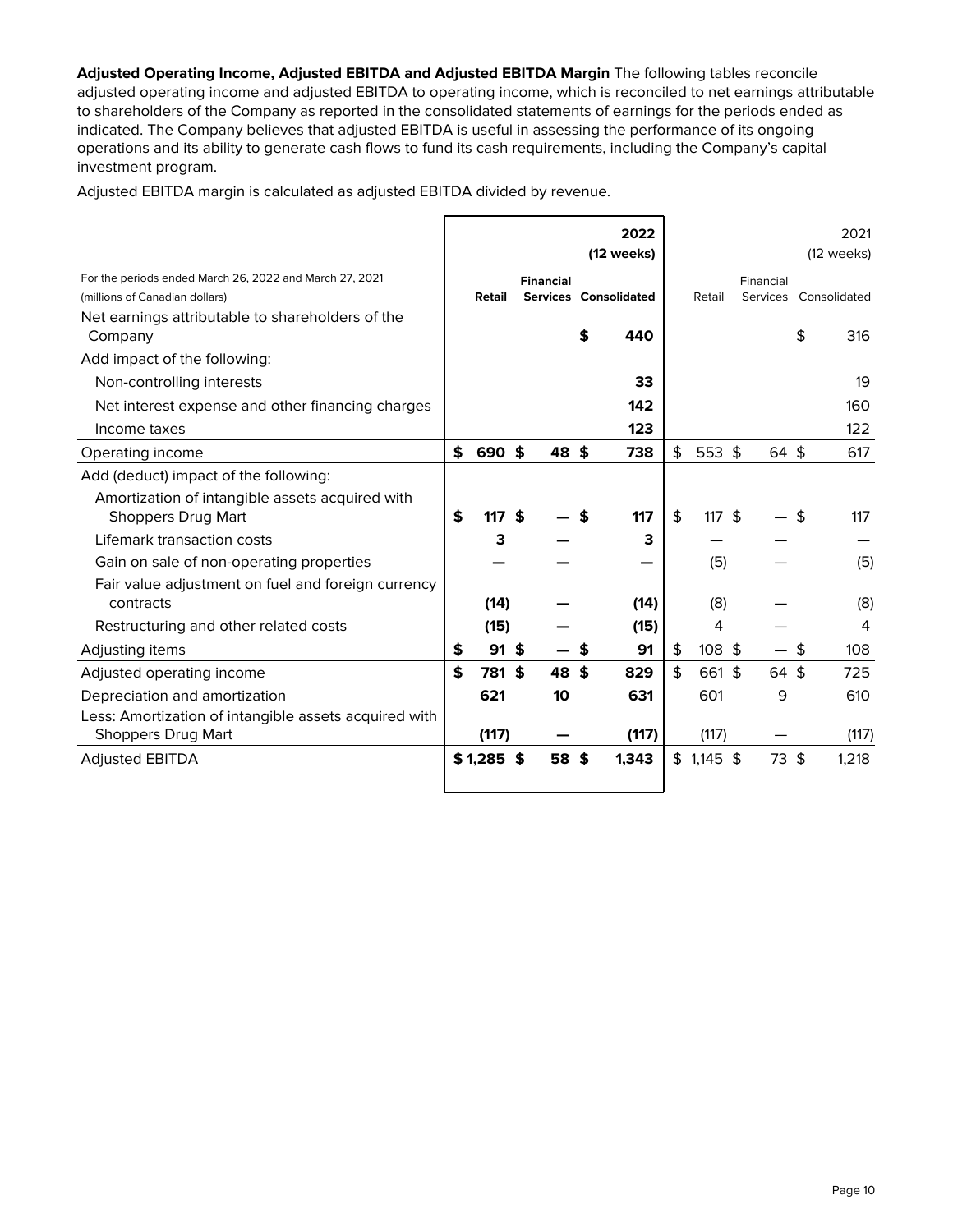**Adjusted Operating Income, Adjusted EBITDA and Adjusted EBITDA Margin** The following tables reconcile adjusted operating income and adjusted EBITDA to operating income, which is reconciled to net earnings attributable to shareholders of the Company as reported in the consolidated statements of earnings for the periods ended as indicated. The Company believes that adjusted EBITDA is useful in assessing the performance of its ongoing operations and its ability to generate cash flows to fund its cash requirements, including the Company's capital investment program.

Adjusted EBITDA margin is calculated as adjusted EBITDA divided by revenue.

| | | | **2022 (12 weeks)** | | | 2021 (12 weeks) |
|---|---|---|---|---|---|---|
| For the periods ended March 26, 2022 and March 27, 2021 (millions of Canadian dollars) | **Retail** | **Financial Services** | **Consolidated** | Retail | Financial Services | Consolidated |
| Net earnings attributable to shareholders of the Company | | | **$ 440** | | | $ 316 |
| Add impact of the following: | | | | | | |
| Non-controlling interests | | | **33** | | | 19 |
| Net interest expense and other financing charges | | | **142** | | | 160 |
| Income taxes | | | **123** | | | 122 |
| Operating income | **$ 690** | **$ 48** | **$ 738** | $ 553 | $ 64 | $ 617 |
| Add (deduct) impact of the following: | | | | | | |
| Amortization of intangible assets acquired with Shoppers Drug Mart | **$ 117** | **$ —** | **$ 117** | $ 117 | $ — | $ 117 |
| Lifemark transaction costs | **3** | **—** | **3** | — | — | — |
| Gain on sale of non-operating properties | **—** | **—** | **—** | (5) | — | (5) |
| Fair value adjustment on fuel and foreign currency contracts | **(14)** | **—** | **(14)** | (8) | — | (8) |
| Restructuring and other related costs | **(15)** | **—** | **(15)** | 4 | — | 4 |
| Adjusting items | **$ 91** | **$ —** | **$ 91** | $ 108 | $ — | $ 108 |
| Adjusted operating income | **$ 781** | **$ 48** | **$ 829** | $ 661 | $ 64 | $ 725 |
| Depreciation and amortization | **621** | **10** | **631** | 601 | 9 | 610 |
| Less: Amortization of intangible assets acquired with Shoppers Drug Mart | **(117)** | **—** | **(117)** | (117) | — | (117) |
| Adjusted EBITDA | **$ 1,285** | **$ 58** | **$ 1,343** | $ 1,145 | $ 73 | $ 1,218 |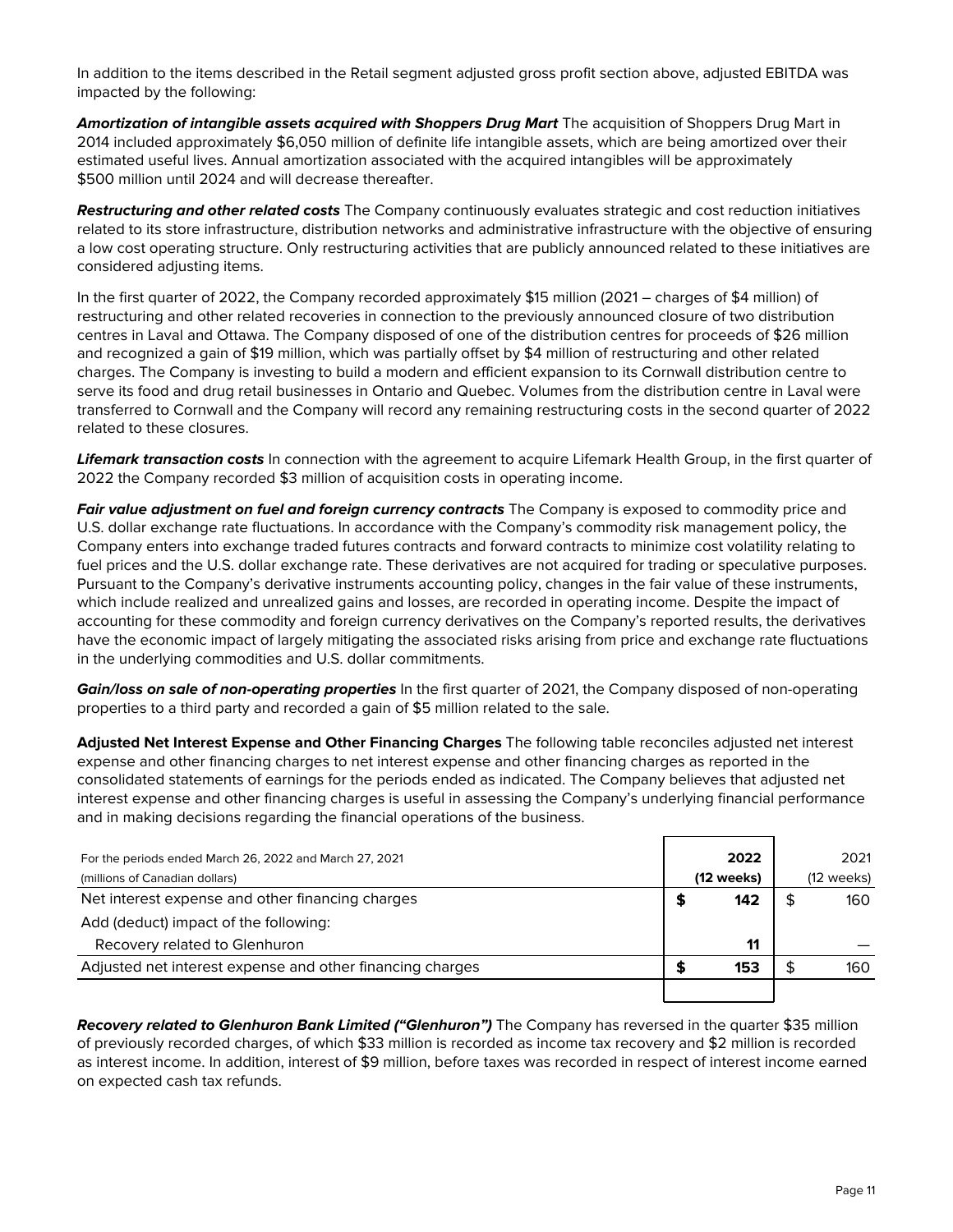In addition to the items described in the Retail segment adjusted gross profit section above, adjusted EBITDA was impacted by the following:

***Amortization of intangible assets acquired with Shoppers Drug Mart*** The acquisition of Shoppers Drug Mart in 2014 included approximately $6,050 million of definite life intangible assets, which are being amortized over their estimated useful lives. Annual amortization associated with the acquired intangibles will be approximately $500 million until 2024 and will decrease thereafter.

***Restructuring and other related costs*** The Company continuously evaluates strategic and cost reduction initiatives related to its store infrastructure, distribution networks and administrative infrastructure with the objective of ensuring a low cost operating structure. Only restructuring activities that are publicly announced related to these initiatives are considered adjusting items.

In the first quarter of 2022, the Company recorded approximately $15 million (2021 – charges of $4 million) of restructuring and other related recoveries in connection to the previously announced closure of two distribution centres in Laval and Ottawa. The Company disposed of one of the distribution centres for proceeds of $26 million and recognized a gain of $19 million, which was partially offset by $4 million of restructuring and other related charges. The Company is investing to build a modern and efficient expansion to its Cornwall distribution centre to serve its food and drug retail businesses in Ontario and Quebec. Volumes from the distribution centre in Laval were transferred to Cornwall and the Company will record any remaining restructuring costs in the second quarter of 2022 related to these closures.

***Lifemark transaction costs*** In connection with the agreement to acquire Lifemark Health Group, in the first quarter of 2022 the Company recorded $3 million of acquisition costs in operating income.

***Fair value adjustment on fuel and foreign currency contracts*** The Company is exposed to commodity price and U.S. dollar exchange rate fluctuations. In accordance with the Company's commodity risk management policy, the Company enters into exchange traded futures contracts and forward contracts to minimize cost volatility relating to fuel prices and the U.S. dollar exchange rate. These derivatives are not acquired for trading or speculative purposes. Pursuant to the Company's derivative instruments accounting policy, changes in the fair value of these instruments, which include realized and unrealized gains and losses, are recorded in operating income. Despite the impact of accounting for these commodity and foreign currency derivatives on the Company's reported results, the derivatives have the economic impact of largely mitigating the associated risks arising from price and exchange rate fluctuations in the underlying commodities and U.S. dollar commitments.

***Gain/loss on sale of non-operating properties*** In the first quarter of 2021, the Company disposed of non-operating properties to a third party and recorded a gain of $5 million related to the sale.

**Adjusted Net Interest Expense and Other Financing Charges** The following table reconciles adjusted net interest expense and other financing charges to net interest expense and other financing charges as reported in the consolidated statements of earnings for the periods ended as indicated. The Company believes that adjusted net interest expense and other financing charges is useful in assessing the Company's underlying financial performance and in making decisions regarding the financial operations of the business.

| For the periods ended March 26, 2022 and March 27, 2021<br>(millions of Canadian dollars) | **2022**<br>**(12 weeks)** | 2021<br>(12 weeks) |
|---|---|---|
| Net interest expense and other financing charges | **$ 142** | $ 160 |
| Add (deduct) impact of the following: | | |
| Recovery related to Glenhuron | **11** | — |
| Adjusted net interest expense and other financing charges | **$ 153** | $ 160 |

***Recovery related to Glenhuron Bank Limited ("Glenhuron")*** The Company has reversed in the quarter $35 million of previously recorded charges, of which $33 million is recorded as income tax recovery and $2 million is recorded as interest income. In addition, interest of $9 million, before taxes was recorded in respect of interest income earned on expected cash tax refunds.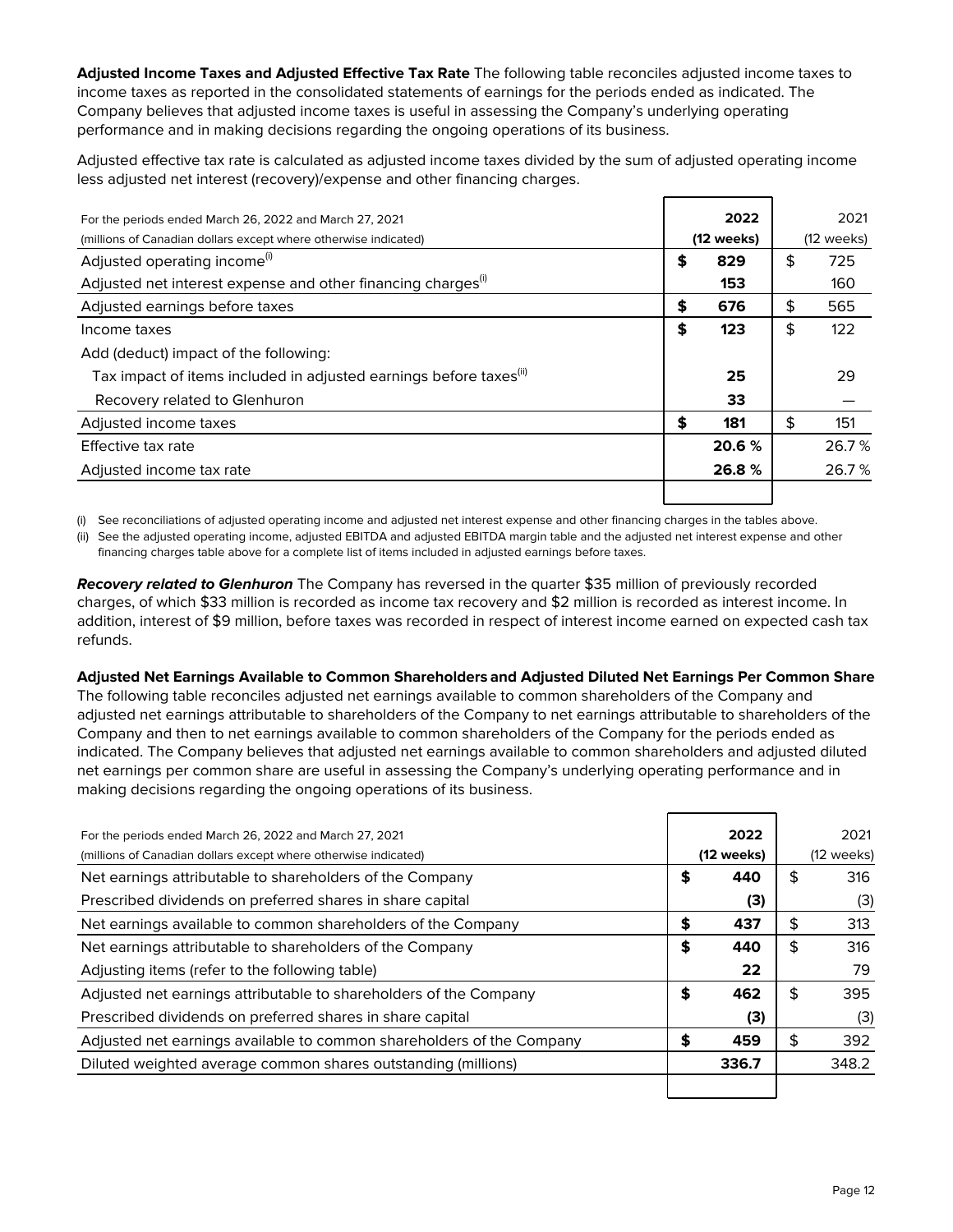**Adjusted Income Taxes and Adjusted Effective Tax Rate** The following table reconciles adjusted income taxes to income taxes as reported in the consolidated statements of earnings for the periods ended as indicated. The Company believes that adjusted income taxes is useful in assessing the Company's underlying operating performance and in making decisions regarding the ongoing operations of its business.

Adjusted effective tax rate is calculated as adjusted income taxes divided by the sum of adjusted operating income less adjusted net interest (recovery)/expense and other financing charges.

| For the periods ended March 26, 2022 and March 27, 2021<br>(millions of Canadian dollars except where otherwise indicated) | **2022<br>(12 weeks)** | 2021<br>(12 weeks) |
|---|---|---|
| Adjusted operating income[(i)] | **$ 829** | $ 725 |
| Adjusted net interest expense and other financing charges[(i)] | **153** | 160 |
| Adjusted earnings before taxes | **$ 676** | $ 565 |
| Income taxes | **$ 123** | $ 122 |
| Add (deduct) impact of the following: | | |
| Tax impact of items included in adjusted earnings before taxes[(ii)] | **25** | 29 |
| Recovery related to Glenhuron | **33** | — |
| Adjusted income taxes | **$ 181** | $ 151 |
| Effective tax rate | **20.6 %** | 26.7 % |
| Adjusted income tax rate | **26.8 %** | 26.7 % |

(i) See reconciliations of adjusted operating income and adjusted net interest expense and other financing charges in the tables above.

(ii) See the adjusted operating income, adjusted EBITDA and adjusted EBITDA margin table and the adjusted net interest expense and other financing charges table above for a complete list of items included in adjusted earnings before taxes.

***Recovery related to Glenhuron*** The Company has reversed in the quarter $35 million of previously recorded charges, of which $33 million is recorded as income tax recovery and $2 million is recorded as interest income. In addition, interest of $9 million, before taxes was recorded in respect of interest income earned on expected cash tax refunds.

**Adjusted Net Earnings Available to Common Shareholders and Adjusted Diluted Net Earnings Per Common Share** The following table reconciles adjusted net earnings available to common shareholders of the Company and adjusted net earnings attributable to shareholders of the Company to net earnings attributable to shareholders of the Company and then to net earnings available to common shareholders of the Company for the periods ended as indicated. The Company believes that adjusted net earnings available to common shareholders and adjusted diluted net earnings per common share are useful in assessing the Company's underlying operating performance and in making decisions regarding the ongoing operations of its business.

| For the periods ended March 26, 2022 and March 27, 2021<br>(millions of Canadian dollars except where otherwise indicated) | **2022<br>(12 weeks)** | 2021<br>(12 weeks) |
|---|---|---|
| Net earnings attributable to shareholders of the Company | **$ 440** | $ 316 |
| Prescribed dividends on preferred shares in share capital | **(3)** | (3) |
| Net earnings available to common shareholders of the Company | **$ 437** | $ 313 |
| Net earnings attributable to shareholders of the Company | **$ 440** | $ 316 |
| Adjusting items (refer to the following table) | **22** | 79 |
| Adjusted net earnings attributable to shareholders of the Company | **$ 462** | $ 395 |
| Prescribed dividends on preferred shares in share capital | **(3)** | (3) |
| Adjusted net earnings available to common shareholders of the Company | **$ 459** | $ 392 |
| Diluted weighted average common shares outstanding (millions) | **336.7** | 348.2 |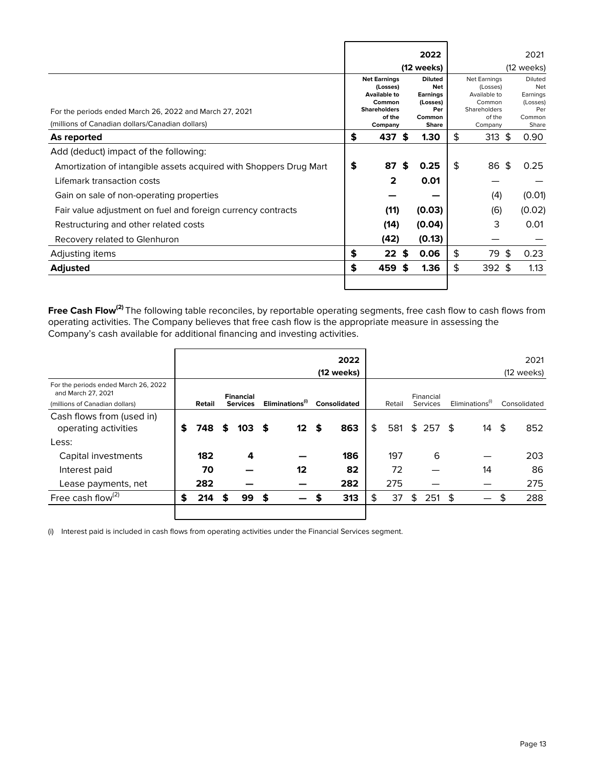| For the periods ended March 26, 2022 and March 27, 2021<br>(millions of Canadian dollars/Canadian dollars) | 2022<br>(12 weeks)<br>Net Earnings (Losses) Available to Common Shareholders of the Company | <br><br>Diluted Net Earnings (Losses) Per Common Share | 2021<br>(12 weeks)<br>Net Earnings (Losses) Available to Common Shareholders of the Company | <br><br>Diluted Net Earnings (Losses) Per Common Share |
|---|---|---|---|---|
| **As reported** | **$ 437** | **$ 1.30** | $ 313 | $ 0.90 |
| Add (deduct) impact of the following: | | | | |
| Amortization of intangible assets acquired with Shoppers Drug Mart | **$ 87** | **$ 0.25** | $ 86 | $ 0.25 |
| Lifemark transaction costs | **2** | **0.01** | — | — |
| Gain on sale of non-operating properties | **—** | **—** | (4) | (0.01) |
| Fair value adjustment on fuel and foreign currency contracts | **(11)** | **(0.03)** | (6) | (0.02) |
| Restructuring and other related costs | **(14)** | **(0.04)** | 3 | 0.01 |
| Recovery related to Glenhuron | **(42)** | **(0.13)** | — | — |
| Adjusting items | **$ 22** | **$ 0.06** | $ 79 | $ 0.23 |
| **Adjusted** | **$ 459** | **$ 1.36** | $ 392 | $ 1.13 |

**Free Cash Flow[(2)]** The following table reconciles, by reportable operating segments, free cash flow to cash flows from operating activities. The Company believes that free cash flow is the appropriate measure in assessing the Company's cash available for additional financing and investing activities.

| | 2022 (12 weeks) | | | | 2021 (12 weeks) | | | |
|---|---|---|---|---|---|---|---|---|
| For the periods ended March 26, 2022 and March 27, 2021<br>(millions of Canadian dollars) | Retail | Financial Services | Eliminations[(i)] | Consolidated | Retail | Financial Services | Eliminations[(i)] | Consolidated |
| Cash flows from (used in) operating activities | **$ 748** | **$ 103** | **$ 12** | **$ 863** | $ 581 | $ 257 | $ 14 | $ 852 |
| Less: | | | | | | | | |
| Capital investments | **182** | **4** | **—** | **186** | 197 | 6 | — | 203 |
| Interest paid | **70** | **—** | **12** | **82** | 72 | — | 14 | 86 |
| Lease payments, net | **282** | **—** | **—** | **282** | 275 | — | — | 275 |
| Free cash flow[(2)] | **$ 214** | **$ 99** | **$ —** | **$ 313** | $ 37 | $ 251 | $ — | $ 288 |

(i) Interest paid is included in cash flows from operating activities under the Financial Services segment.